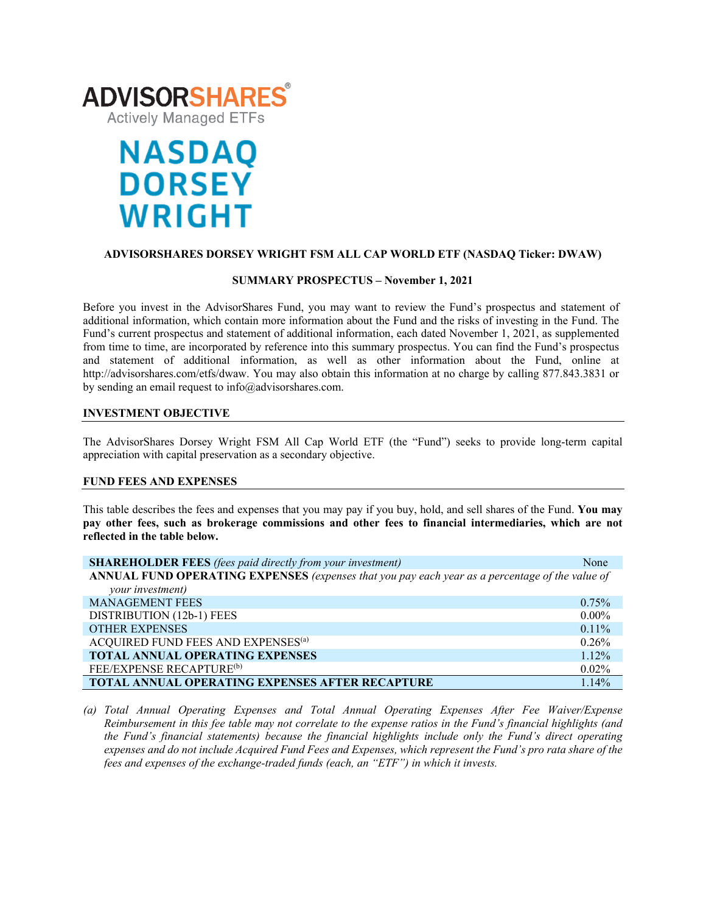ADVISORSHARES®
Actively Managed ETFs

NASDAQ DORSEY WRIGHT

**ADVISORSHARES DORSEY WRIGHT FSM ALL CAP WORLD ETF (NASDAQ Ticker: DWAW)**

**SUMMARY PROSPECTUS – November 1, 2021**

Before you invest in the AdvisorShares Fund, you may want to review the Fund's prospectus and statement of additional information, which contain more information about the Fund and the risks of investing in the Fund. The Fund's current prospectus and statement of additional information, each dated November 1, 2021, as supplemented from time to time, are incorporated by reference into this summary prospectus. You can find the Fund's prospectus and statement of additional information, as well as other information about the Fund, online at http://advisorshares.com/etfs/dwaw. You may also obtain this information at no charge by calling 877.843.3831 or by sending an email request to info@advisorshares.com.

## INVESTMENT OBJECTIVE

The AdvisorShares Dorsey Wright FSM All Cap World ETF (the "Fund") seeks to provide long-term capital appreciation with capital preservation as a secondary objective.

## FUND FEES AND EXPENSES

This table describes the fees and expenses that you may pay if you buy, hold, and sell shares of the Fund. **You may pay other fees, such as brokerage commissions and other fees to financial intermediaries, which are not reflected in the table below.**

| | |
|---|---|
| **SHAREHOLDER FEES** *(fees paid directly from your investment)* | None |
| **ANNUAL FUND OPERATING EXPENSES** *(expenses that you pay each year as a percentage of the value of your investment)* | |
| MANAGEMENT FEES | 0.75% |
| DISTRIBUTION (12b-1) FEES | 0.00% |
| OTHER EXPENSES | 0.11% |
| ACQUIRED FUND FEES AND EXPENSES[(a)] | 0.26% |
| **TOTAL ANNUAL OPERATING EXPENSES** | 1.12% |
| FEE/EXPENSE RECAPTURE[(b)] | 0.02% |
| **TOTAL ANNUAL OPERATING EXPENSES AFTER RECAPTURE** | 1.14% |

*(a) Total Annual Operating Expenses and Total Annual Operating Expenses After Fee Waiver/Expense Reimbursement in this fee table may not correlate to the expense ratios in the Fund's financial highlights (and the Fund's financial statements) because the financial highlights include only the Fund's direct operating expenses and do not include Acquired Fund Fees and Expenses, which represent the Fund's pro rata share of the fees and expenses of the exchange-traded funds (each, an "ETF") in which it invests.*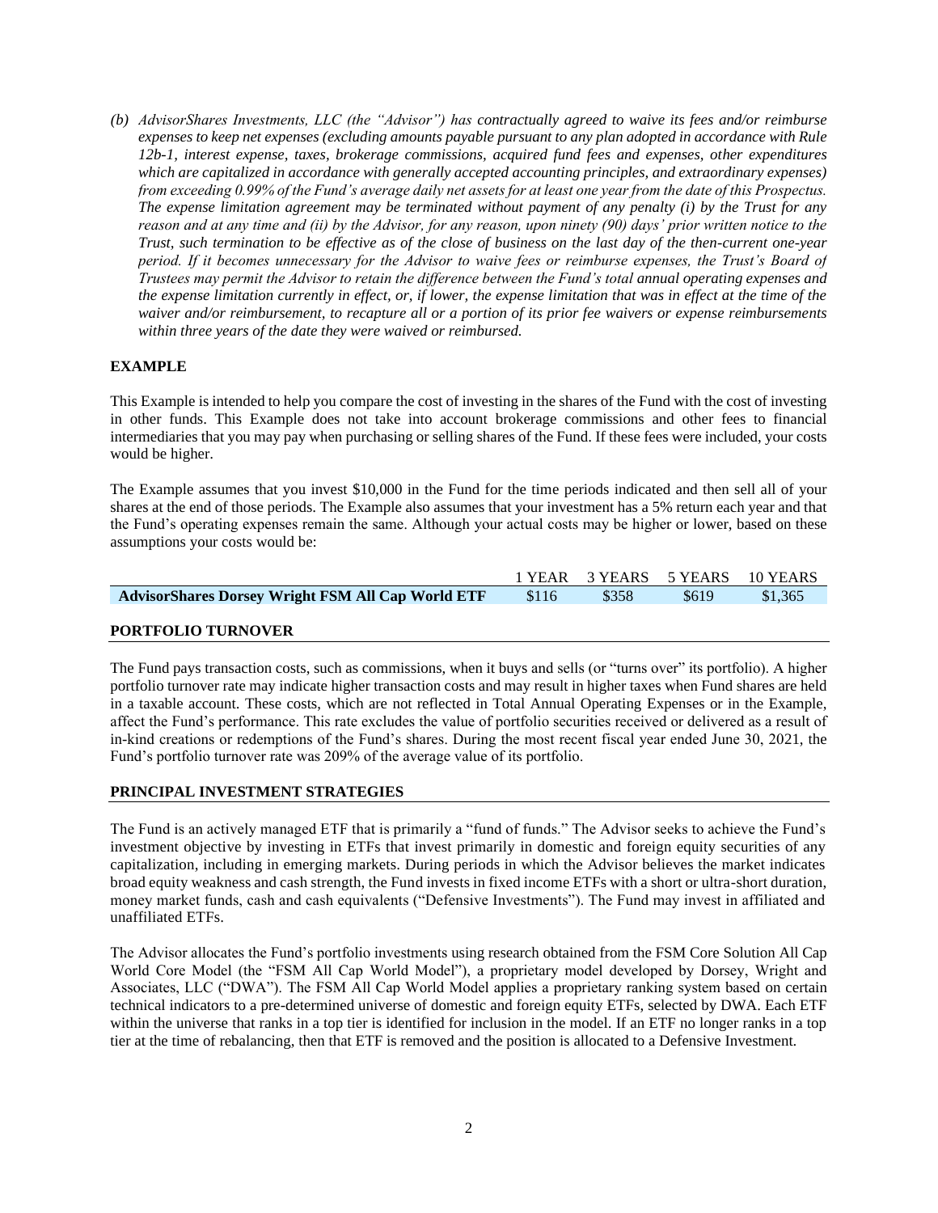*(b) AdvisorShares Investments, LLC (the "Advisor") has contractually agreed to waive its fees and/or reimburse expenses to keep net expenses (excluding amounts payable pursuant to any plan adopted in accordance with Rule 12b-1, interest expense, taxes, brokerage commissions, acquired fund fees and expenses, other expenditures which are capitalized in accordance with generally accepted accounting principles, and extraordinary expenses) from exceeding 0.99% of the Fund's average daily net assets for at least one year from the date of this Prospectus. The expense limitation agreement may be terminated without payment of any penalty (i) by the Trust for any reason and at any time and (ii) by the Advisor, for any reason, upon ninety (90) days' prior written notice to the Trust, such termination to be effective as of the close of business on the last day of the then-current one-year period. If it becomes unnecessary for the Advisor to waive fees or reimburse expenses, the Trust's Board of Trustees may permit the Advisor to retain the difference between the Fund's total annual operating expenses and the expense limitation currently in effect, or, if lower, the expense limitation that was in effect at the time of the waiver and/or reimbursement, to recapture all or a portion of its prior fee waivers or expense reimbursements within three years of the date they were waived or reimbursed.*

## EXAMPLE

This Example is intended to help you compare the cost of investing in the shares of the Fund with the cost of investing in other funds. This Example does not take into account brokerage commissions and other fees to financial intermediaries that you may pay when purchasing or selling shares of the Fund. If these fees were included, your costs would be higher.

The Example assumes that you invest $10,000 in the Fund for the time periods indicated and then sell all of your shares at the end of those periods. The Example also assumes that your investment has a 5% return each year and that the Fund's operating expenses remain the same. Although your actual costs may be higher or lower, based on these assumptions your costs would be:

| | 1 YEAR | 3 YEARS | 5 YEARS | 10 YEARS |
|---|---|---|---|---|
| **AdvisorShares Dorsey Wright FSM All Cap World ETF** | $116 | $358 | $619 | $1,365 |

## PORTFOLIO TURNOVER

The Fund pays transaction costs, such as commissions, when it buys and sells (or "turns over" its portfolio). A higher portfolio turnover rate may indicate higher transaction costs and may result in higher taxes when Fund shares are held in a taxable account. These costs, which are not reflected in Total Annual Operating Expenses or in the Example, affect the Fund's performance. This rate excludes the value of portfolio securities received or delivered as a result of in-kind creations or redemptions of the Fund's shares. During the most recent fiscal year ended June 30, 2021, the Fund's portfolio turnover rate was 209% of the average value of its portfolio.

## PRINCIPAL INVESTMENT STRATEGIES

The Fund is an actively managed ETF that is primarily a "fund of funds." The Advisor seeks to achieve the Fund's investment objective by investing in ETFs that invest primarily in domestic and foreign equity securities of any capitalization, including in emerging markets. During periods in which the Advisor believes the market indicates broad equity weakness and cash strength, the Fund invests in fixed income ETFs with a short or ultra-short duration, money market funds, cash and cash equivalents ("Defensive Investments"). The Fund may invest in affiliated and unaffiliated ETFs.

The Advisor allocates the Fund's portfolio investments using research obtained from the FSM Core Solution All Cap World Core Model (the "FSM All Cap World Model"), a proprietary model developed by Dorsey, Wright and Associates, LLC ("DWA"). The FSM All Cap World Model applies a proprietary ranking system based on certain technical indicators to a pre-determined universe of domestic and foreign equity ETFs, selected by DWA. Each ETF within the universe that ranks in a top tier is identified for inclusion in the model. If an ETF no longer ranks in a top tier at the time of rebalancing, then that ETF is removed and the position is allocated to a Defensive Investment.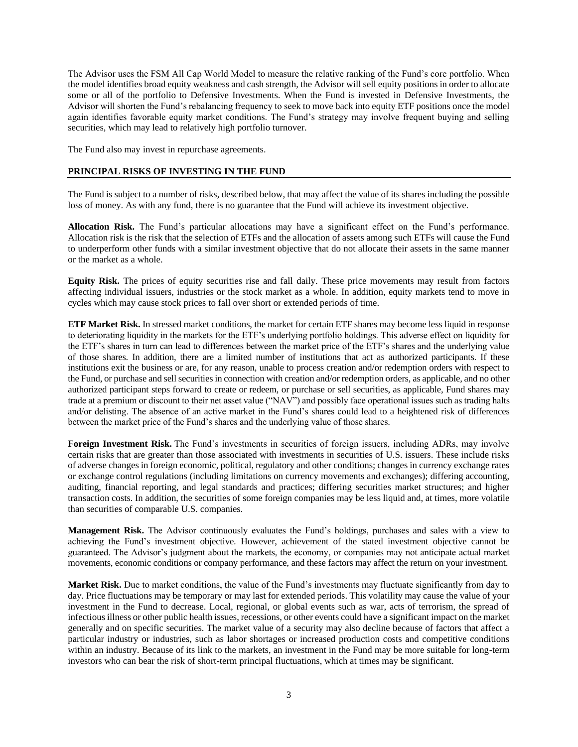The Advisor uses the FSM All Cap World Model to measure the relative ranking of the Fund's core portfolio. When the model identifies broad equity weakness and cash strength, the Advisor will sell equity positions in order to allocate some or all of the portfolio to Defensive Investments. When the Fund is invested in Defensive Investments, the Advisor will shorten the Fund's rebalancing frequency to seek to move back into equity ETF positions once the model again identifies favorable equity market conditions. The Fund's strategy may involve frequent buying and selling securities, which may lead to relatively high portfolio turnover.

The Fund also may invest in repurchase agreements.

## PRINCIPAL RISKS OF INVESTING IN THE FUND

The Fund is subject to a number of risks, described below, that may affect the value of its shares including the possible loss of money. As with any fund, there is no guarantee that the Fund will achieve its investment objective.

**Allocation Risk.** The Fund's particular allocations may have a significant effect on the Fund's performance. Allocation risk is the risk that the selection of ETFs and the allocation of assets among such ETFs will cause the Fund to underperform other funds with a similar investment objective that do not allocate their assets in the same manner or the market as a whole.

**Equity Risk.** The prices of equity securities rise and fall daily. These price movements may result from factors affecting individual issuers, industries or the stock market as a whole. In addition, equity markets tend to move in cycles which may cause stock prices to fall over short or extended periods of time.

**ETF Market Risk.** In stressed market conditions, the market for certain ETF shares may become less liquid in response to deteriorating liquidity in the markets for the ETF's underlying portfolio holdings. This adverse effect on liquidity for the ETF's shares in turn can lead to differences between the market price of the ETF's shares and the underlying value of those shares. In addition, there are a limited number of institutions that act as authorized participants. If these institutions exit the business or are, for any reason, unable to process creation and/or redemption orders with respect to the Fund, or purchase and sell securities in connection with creation and/or redemption orders, as applicable, and no other authorized participant steps forward to create or redeem, or purchase or sell securities, as applicable, Fund shares may trade at a premium or discount to their net asset value ("NAV") and possibly face operational issues such as trading halts and/or delisting. The absence of an active market in the Fund's shares could lead to a heightened risk of differences between the market price of the Fund's shares and the underlying value of those shares.

**Foreign Investment Risk.** The Fund's investments in securities of foreign issuers, including ADRs, may involve certain risks that are greater than those associated with investments in securities of U.S. issuers. These include risks of adverse changes in foreign economic, political, regulatory and other conditions; changes in currency exchange rates or exchange control regulations (including limitations on currency movements and exchanges); differing accounting, auditing, financial reporting, and legal standards and practices; differing securities market structures; and higher transaction costs. In addition, the securities of some foreign companies may be less liquid and, at times, more volatile than securities of comparable U.S. companies.

**Management Risk.** The Advisor continuously evaluates the Fund's holdings, purchases and sales with a view to achieving the Fund's investment objective. However, achievement of the stated investment objective cannot be guaranteed. The Advisor's judgment about the markets, the economy, or companies may not anticipate actual market movements, economic conditions or company performance, and these factors may affect the return on your investment.

**Market Risk.** Due to market conditions, the value of the Fund's investments may fluctuate significantly from day to day. Price fluctuations may be temporary or may last for extended periods. This volatility may cause the value of your investment in the Fund to decrease. Local, regional, or global events such as war, acts of terrorism, the spread of infectious illness or other public health issues, recessions, or other events could have a significant impact on the market generally and on specific securities. The market value of a security may also decline because of factors that affect a particular industry or industries, such as labor shortages or increased production costs and competitive conditions within an industry. Because of its link to the markets, an investment in the Fund may be more suitable for long-term investors who can bear the risk of short-term principal fluctuations, which at times may be significant.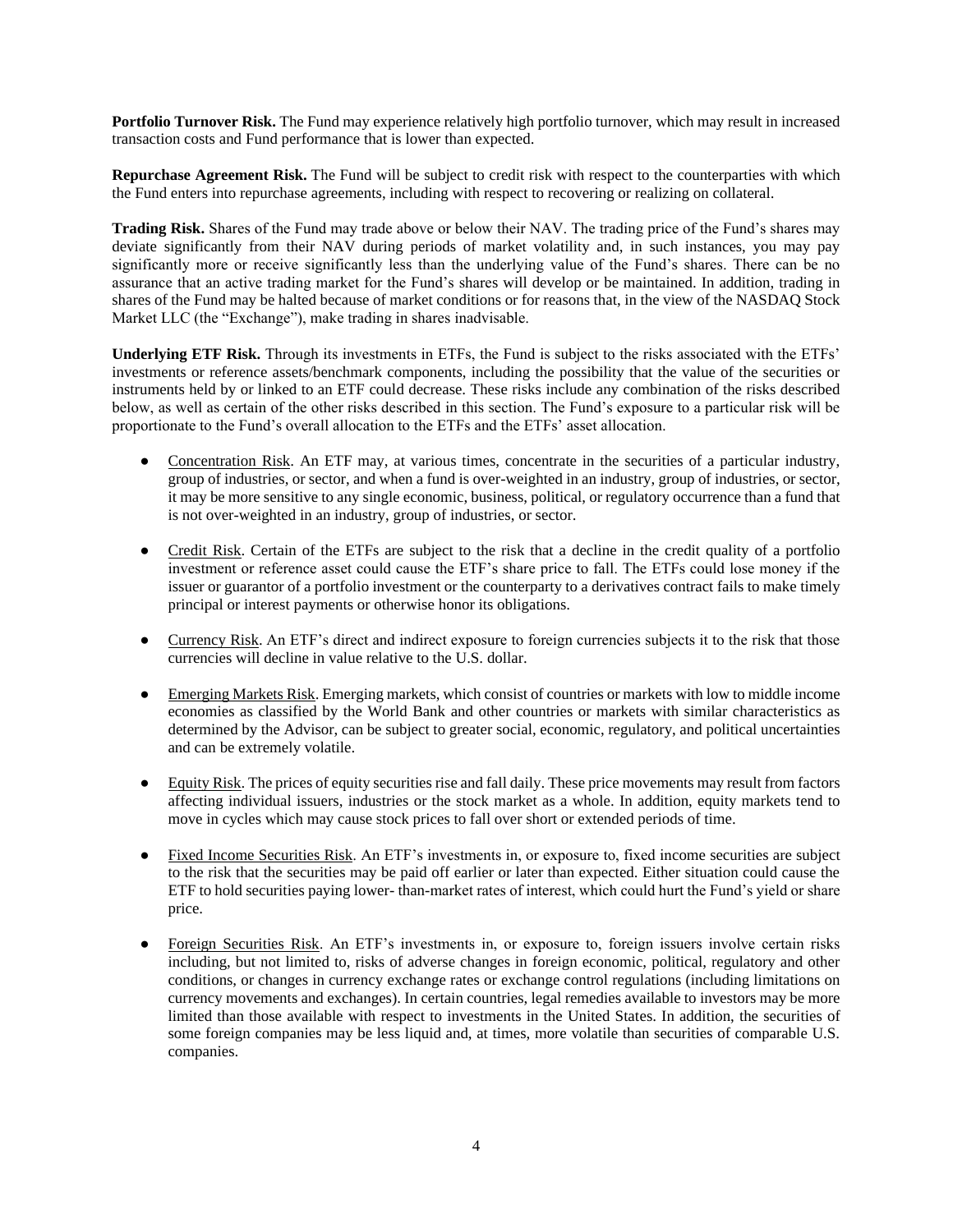**Portfolio Turnover Risk.** The Fund may experience relatively high portfolio turnover, which may result in increased transaction costs and Fund performance that is lower than expected.

**Repurchase Agreement Risk.** The Fund will be subject to credit risk with respect to the counterparties with which the Fund enters into repurchase agreements, including with respect to recovering or realizing on collateral.

**Trading Risk.** Shares of the Fund may trade above or below their NAV. The trading price of the Fund's shares may deviate significantly from their NAV during periods of market volatility and, in such instances, you may pay significantly more or receive significantly less than the underlying value of the Fund's shares. There can be no assurance that an active trading market for the Fund's shares will develop or be maintained. In addition, trading in shares of the Fund may be halted because of market conditions or for reasons that, in the view of the NASDAQ Stock Market LLC (the "Exchange"), make trading in shares inadvisable.

**Underlying ETF Risk.** Through its investments in ETFs, the Fund is subject to the risks associated with the ETFs' investments or reference assets/benchmark components, including the possibility that the value of the securities or instruments held by or linked to an ETF could decrease. These risks include any combination of the risks described below, as well as certain of the other risks described in this section. The Fund's exposure to a particular risk will be proportionate to the Fund's overall allocation to the ETFs and the ETFs' asset allocation.

- Concentration Risk. An ETF may, at various times, concentrate in the securities of a particular industry, group of industries, or sector, and when a fund is over-weighted in an industry, group of industries, or sector, it may be more sensitive to any single economic, business, political, or regulatory occurrence than a fund that is not over-weighted in an industry, group of industries, or sector.

- Credit Risk. Certain of the ETFs are subject to the risk that a decline in the credit quality of a portfolio investment or reference asset could cause the ETF's share price to fall. The ETFs could lose money if the issuer or guarantor of a portfolio investment or the counterparty to a derivatives contract fails to make timely principal or interest payments or otherwise honor its obligations.

- Currency Risk. An ETF's direct and indirect exposure to foreign currencies subjects it to the risk that those currencies will decline in value relative to the U.S. dollar.

- Emerging Markets Risk. Emerging markets, which consist of countries or markets with low to middle income economies as classified by the World Bank and other countries or markets with similar characteristics as determined by the Advisor, can be subject to greater social, economic, regulatory, and political uncertainties and can be extremely volatile.

- Equity Risk. The prices of equity securities rise and fall daily. These price movements may result from factors affecting individual issuers, industries or the stock market as a whole. In addition, equity markets tend to move in cycles which may cause stock prices to fall over short or extended periods of time.

- Fixed Income Securities Risk. An ETF's investments in, or exposure to, fixed income securities are subject to the risk that the securities may be paid off earlier or later than expected. Either situation could cause the ETF to hold securities paying lower- than-market rates of interest, which could hurt the Fund's yield or share price.

- Foreign Securities Risk. An ETF's investments in, or exposure to, foreign issuers involve certain risks including, but not limited to, risks of adverse changes in foreign economic, political, regulatory and other conditions, or changes in currency exchange rates or exchange control regulations (including limitations on currency movements and exchanges). In certain countries, legal remedies available to investors may be more limited than those available with respect to investments in the United States. In addition, the securities of some foreign companies may be less liquid and, at times, more volatile than securities of comparable U.S. companies.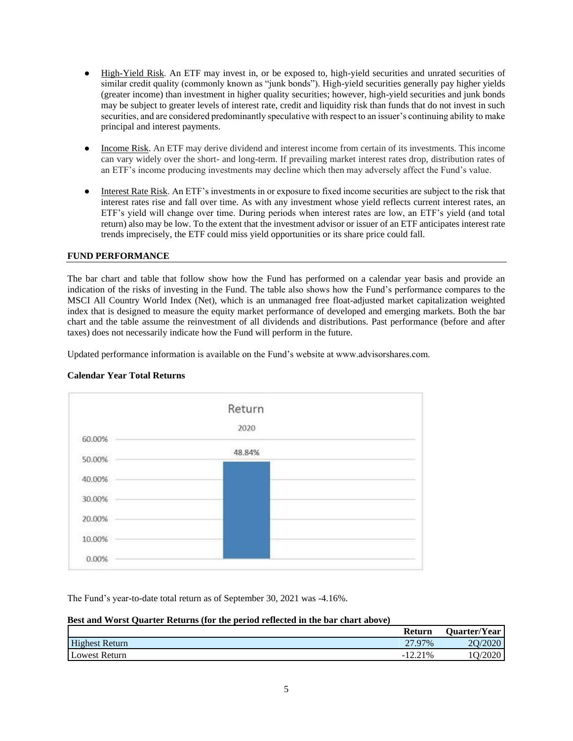- High-Yield Risk. An ETF may invest in, or be exposed to, high-yield securities and unrated securities of similar credit quality (commonly known as "junk bonds"). High-yield securities generally pay higher yields (greater income) than investment in higher quality securities; however, high-yield securities and junk bonds may be subject to greater levels of interest rate, credit and liquidity risk than funds that do not invest in such securities, and are considered predominantly speculative with respect to an issuer's continuing ability to make principal and interest payments.

- Income Risk. An ETF may derive dividend and interest income from certain of its investments. This income can vary widely over the short- and long-term. If prevailing market interest rates drop, distribution rates of an ETF's income producing investments may decline which then may adversely affect the Fund's value.

- Interest Rate Risk. An ETF's investments in or exposure to fixed income securities are subject to the risk that interest rates rise and fall over time. As with any investment whose yield reflects current interest rates, an ETF's yield will change over time. During periods when interest rates are low, an ETF's yield (and total return) also may be low. To the extent that the investment advisor or issuer of an ETF anticipates interest rate trends imprecisely, the ETF could miss yield opportunities or its share price could fall.

## FUND PERFORMANCE

The bar chart and table that follow show how the Fund has performed on a calendar year basis and provide an indication of the risks of investing in the Fund. The table also shows how the Fund's performance compares to the MSCI All Country World Index (Net), which is an unmanaged free float-adjusted market capitalization weighted index that is designed to measure the equity market performance of developed and emerging markets. Both the bar chart and the table assume the reinvestment of all dividends and distributions. Past performance (before and after taxes) does not necessarily indicate how the Fund will perform in the future.

Updated performance information is available on the Fund's website at www.advisorshares.com.

**Calendar Year Total Returns**

Return

| Year | Return |
|---|---|
| 2020 | 48.84% |

The Fund's year-to-date total return as of September 30, 2021 was -4.16%.

**Best and Worst Quarter Returns (for the period reflected in the bar chart above)**

| | Return | Quarter/Year |
|---|---|---|
| Highest Return | 27.97% | 2Q/2020 |
| Lowest Return | -12.21% | 1Q/2020 |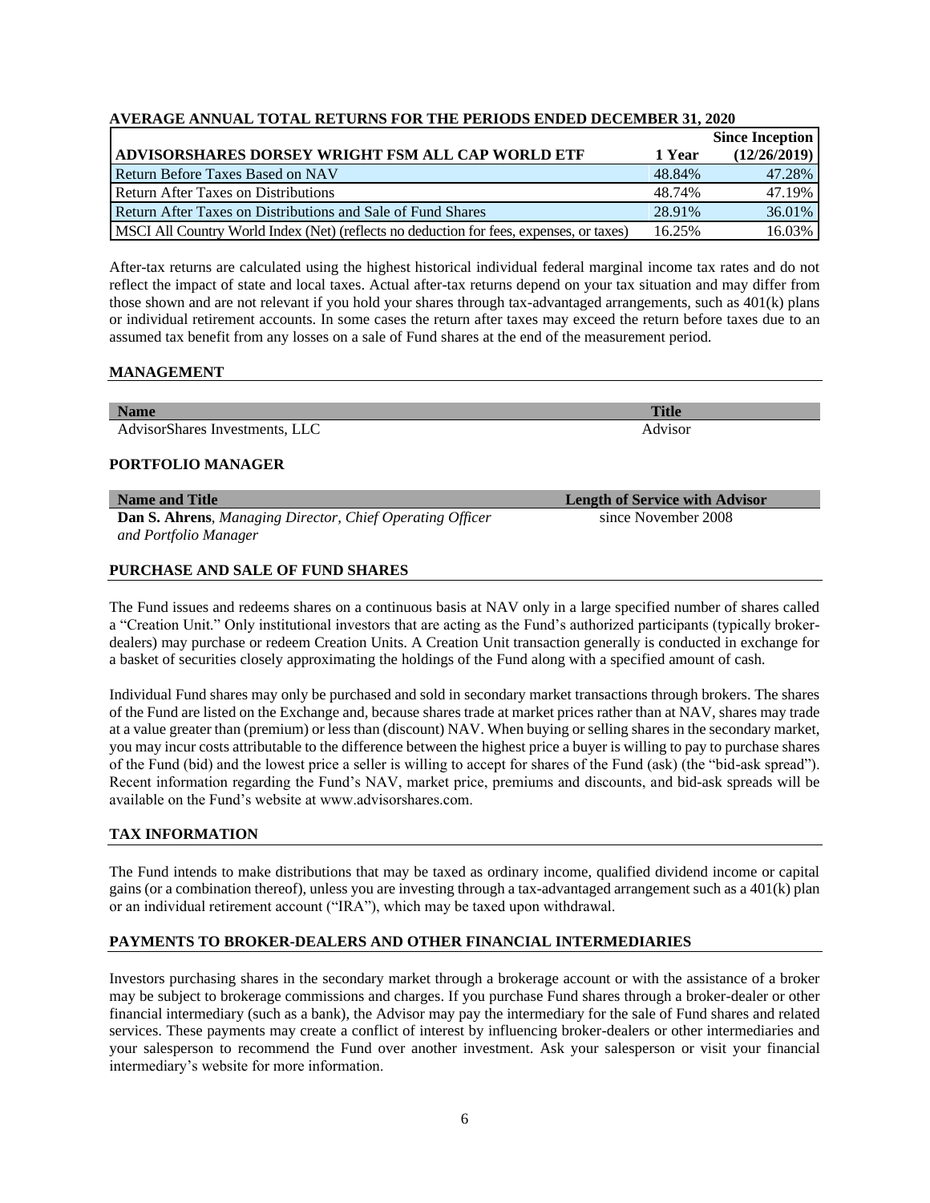**AVERAGE ANNUAL TOTAL RETURNS FOR THE PERIODS ENDED DECEMBER 31, 2020**

| ADVISORSHARES DORSEY WRIGHT FSM ALL CAP WORLD ETF | 1 Year | Since Inception (12/26/2019) |
|---|---|---|
| Return Before Taxes Based on NAV | 48.84% | 47.28% |
| Return After Taxes on Distributions | 48.74% | 47.19% |
| Return After Taxes on Distributions and Sale of Fund Shares | 28.91% | 36.01% |
| MSCI All Country World Index (Net) (reflects no deduction for fees, expenses, or taxes) | 16.25% | 16.03% |

After-tax returns are calculated using the highest historical individual federal marginal income tax rates and do not reflect the impact of state and local taxes. Actual after-tax returns depend on your tax situation and may differ from those shown and are not relevant if you hold your shares through tax-advantaged arrangements, such as 401(k) plans or individual retirement accounts. In some cases the return after taxes may exceed the return before taxes due to an assumed tax benefit from any losses on a sale of Fund shares at the end of the measurement period.

## MANAGEMENT

| Name | Title |
|---|---|
| AdvisorShares Investments, LLC | Advisor |

## PORTFOLIO MANAGER

| Name and Title | Length of Service with Advisor |
|---|---|
| **Dan S. Ahrens**, *Managing Director, Chief Operating Officer and Portfolio Manager* | since November 2008 |

## PURCHASE AND SALE OF FUND SHARES

The Fund issues and redeems shares on a continuous basis at NAV only in a large specified number of shares called a "Creation Unit." Only institutional investors that are acting as the Fund's authorized participants (typically broker-dealers) may purchase or redeem Creation Units. A Creation Unit transaction generally is conducted in exchange for a basket of securities closely approximating the holdings of the Fund along with a specified amount of cash.

Individual Fund shares may only be purchased and sold in secondary market transactions through brokers. The shares of the Fund are listed on the Exchange and, because shares trade at market prices rather than at NAV, shares may trade at a value greater than (premium) or less than (discount) NAV. When buying or selling shares in the secondary market, you may incur costs attributable to the difference between the highest price a buyer is willing to pay to purchase shares of the Fund (bid) and the lowest price a seller is willing to accept for shares of the Fund (ask) (the "bid-ask spread"). Recent information regarding the Fund's NAV, market price, premiums and discounts, and bid-ask spreads will be available on the Fund's website at www.advisorshares.com.

## TAX INFORMATION

The Fund intends to make distributions that may be taxed as ordinary income, qualified dividend income or capital gains (or a combination thereof), unless you are investing through a tax-advantaged arrangement such as a 401(k) plan or an individual retirement account ("IRA"), which may be taxed upon withdrawal.

## PAYMENTS TO BROKER-DEALERS AND OTHER FINANCIAL INTERMEDIARIES

Investors purchasing shares in the secondary market through a brokerage account or with the assistance of a broker may be subject to brokerage commissions and charges. If you purchase Fund shares through a broker-dealer or other financial intermediary (such as a bank), the Advisor may pay the intermediary for the sale of Fund shares and related services. These payments may create a conflict of interest by influencing broker-dealers or other intermediaries and your salesperson to recommend the Fund over another investment. Ask your salesperson or visit your financial intermediary's website for more information.